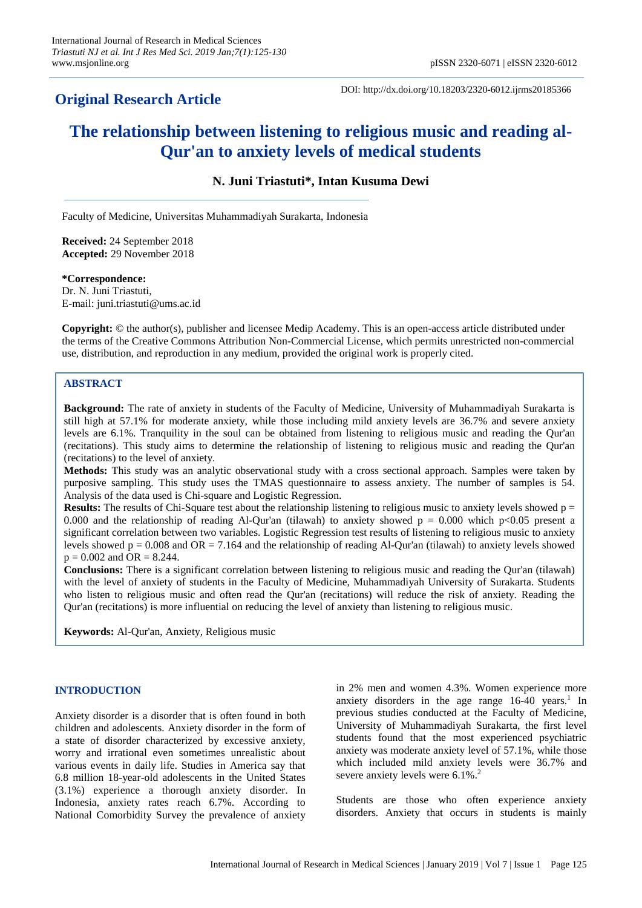## Original Research Article

DOI: http://dx.doi.org/10.18203/2320-6012.ijrms20185366

# The relationship between listening to religious music and reading al-Qur'an to anxiety levels of medical students

**N. Juni Triastuti\*, Intan Kusuma Dewi**

Faculty of Medicine, Universitas Muhammadiyah Surakarta, Indonesia

**Received:** 24 September 2018
**Accepted:** 29 November 2018

**\*Correspondence:**
Dr. N. Juni Triastuti,
E-mail: juni.triastuti@ums.ac.id

**Copyright:** © the author(s), publisher and licensee Medip Academy. This is an open-access article distributed under the terms of the Creative Commons Attribution Non-Commercial License, which permits unrestricted non-commercial use, distribution, and reproduction in any medium, provided the original work is properly cited.

## ABSTRACT

**Background:** The rate of anxiety in students of the Faculty of Medicine, University of Muhammadiyah Surakarta is still high at 57.1% for moderate anxiety, while those including mild anxiety levels are 36.7% and severe anxiety levels are 6.1%. Tranquility in the soul can be obtained from listening to religious music and reading the Qur'an (recitations). This study aims to determine the relationship of listening to religious music and reading the Qur'an (recitations) to the level of anxiety.

**Methods:** This study was an analytic observational study with a cross sectional approach. Samples were taken by purposive sampling. This study uses the TMAS questionnaire to assess anxiety. The number of samples is 54. Analysis of the data used is Chi-square and Logistic Regression.

**Results:** The results of Chi-Square test about the relationship listening to religious music to anxiety levels showed $p = 0.000$ and the relationship of reading Al-Qur'an (tilawah) to anxiety showed $p = 0.000$ which $p<0.05$ present a significant correlation between two variables. Logistic Regression test results of listening to religious music to anxiety levels showed $p = 0.008$ and $OR = 7.164$ and the relationship of reading Al-Qur'an (tilawah) to anxiety levels showed $p = 0.002$ and $OR = 8.244$.

**Conclusions:** There is a significant correlation between listening to religious music and reading the Qur'an (tilawah) with the level of anxiety of students in the Faculty of Medicine, Muhammadiyah University of Surakarta. Students who listen to religious music and often read the Qur'an (recitations) will reduce the risk of anxiety. Reading the Qur'an (recitations) is more influential on reducing the level of anxiety than listening to religious music.

**Keywords:** Al-Qur'an, Anxiety, Religious music

## INTRODUCTION

Anxiety disorder is a disorder that is often found in both children and adolescents. Anxiety disorder in the form of a state of disorder characterized by excessive anxiety, worry and irrational even sometimes unrealistic about various events in daily life. Studies in America say that 6.8 million 18-year-old adolescents in the United States (3.1%) experience a thorough anxiety disorder. In Indonesia, anxiety rates reach 6.7%. According to National Comorbidity Survey the prevalence of anxiety in 2% men and women 4.3%. Women experience more anxiety disorders in the age range 16-40 years.[1] In previous studies conducted at the Faculty of Medicine, University of Muhammadiyah Surakarta, the first level students found that the most experienced psychiatric anxiety was moderate anxiety level of 57.1%, while those which included mild anxiety levels were 36.7% and severe anxiety levels were 6.1%.[2]

Students are those who often experience anxiety disorders. Anxiety that occurs in students is mainly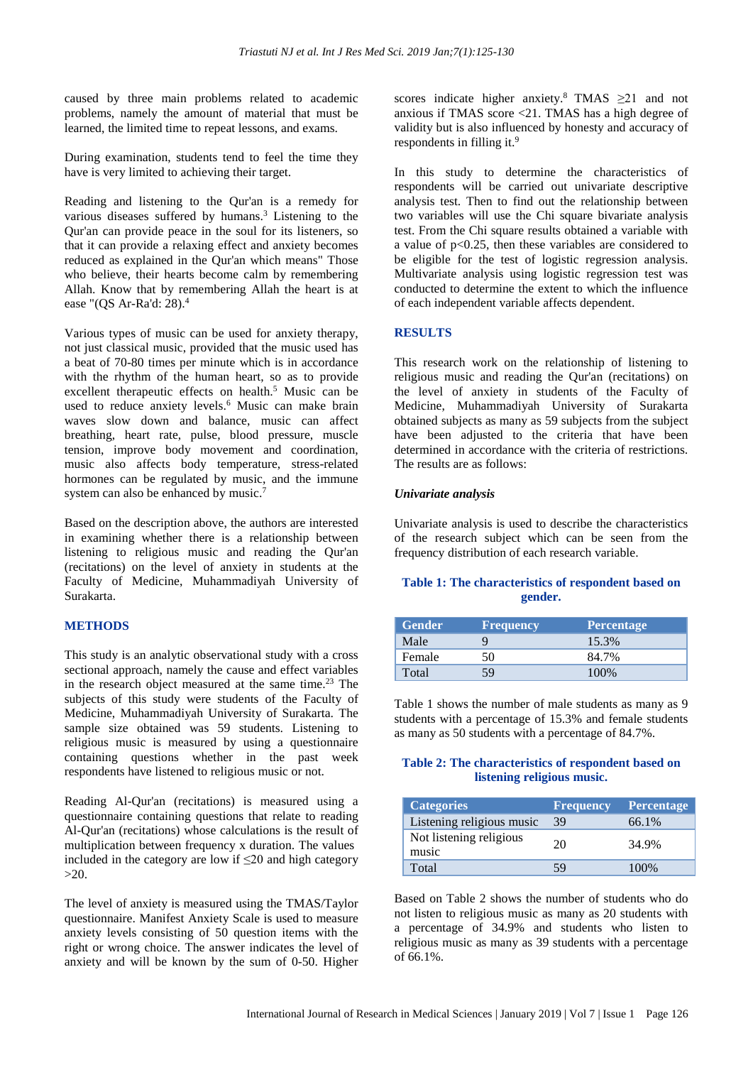caused by three main problems related to academic problems, namely the amount of material that must be learned, the limited time to repeat lessons, and exams.

During examination, students tend to feel the time they have is very limited to achieving their target.

Reading and listening to the Qur'an is a remedy for various diseases suffered by humans.[3] Listening to the Qur'an can provide peace in the soul for its listeners, so that it can provide a relaxing effect and anxiety becomes reduced as explained in the Qur'an which means" Those who believe, their hearts become calm by remembering Allah. Know that by remembering Allah the heart is at ease "(QS Ar-Ra'd: 28).[4]

Various types of music can be used for anxiety therapy, not just classical music, provided that the music used has a beat of 70-80 times per minute which is in accordance with the rhythm of the human heart, so as to provide excellent therapeutic effects on health.[5] Music can be used to reduce anxiety levels.[6] Music can make brain waves slow down and balance, music can affect breathing, heart rate, pulse, blood pressure, muscle tension, improve body movement and coordination, music also affects body temperature, stress-related hormones can be regulated by music, and the immune system can also be enhanced by music.[7]

Based on the description above, the authors are interested in examining whether there is a relationship between listening to religious music and reading the Qur'an (recitations) on the level of anxiety in students at the Faculty of Medicine, Muhammadiyah University of Surakarta.

## METHODS

This study is an analytic observational study with a cross sectional approach, namely the cause and effect variables in the research object measured at the same time.[23] The subjects of this study were students of the Faculty of Medicine, Muhammadiyah University of Surakarta. The sample size obtained was 59 students. Listening to religious music is measured by using a questionnaire containing questions whether in the past week respondents have listened to religious music or not.

Reading Al-Qur'an (recitations) is measured using a questionnaire containing questions that relate to reading Al-Qur'an (recitations) whose calculations is the result of multiplication between frequency x duration. The values included in the category are low if $\leq$20 and high category >20.

The level of anxiety is measured using the TMAS/Taylor questionnaire. Manifest Anxiety Scale is used to measure anxiety levels consisting of 50 question items with the right or wrong choice. The answer indicates the level of anxiety and will be known by the sum of 0-50. Higher scores indicate higher anxiety.[8] TMAS $\geq$21 and not anxious if TMAS score <21. TMAS has a high degree of validity but is also influenced by honesty and accuracy of respondents in filling it.[9]

In this study to determine the characteristics of respondents will be carried out univariate descriptive analysis test. Then to find out the relationship between two variables will use the Chi square bivariate analysis test. From the Chi square results obtained a variable with a value of $p<0.25$, then these variables are considered to be eligible for the test of logistic regression analysis. Multivariate analysis using logistic regression test was conducted to determine the extent to which the influence of each independent variable affects dependent.

## RESULTS

This research work on the relationship of listening to religious music and reading the Qur'an (recitations) on the level of anxiety in students of the Faculty of Medicine, Muhammadiyah University of Surakarta obtained subjects as many as 59 subjects from the subject have been adjusted to the criteria that have been determined in accordance with the criteria of restrictions. The results are as follows:

### *Univariate analysis*

Univariate analysis is used to describe the characteristics of the research subject which can be seen from the frequency distribution of each research variable.

**Table 1: The characteristics of respondent based on gender.**

| Gender | Frequency | Percentage |
|---|---|---|
| Male | 9 | 15.3% |
| Female | 50 | 84.7% |
| Total | 59 | 100% |

Table 1 shows the number of male students as many as 9 students with a percentage of 15.3% and female students as many as 50 students with a percentage of 84.7%.

**Table 2: The characteristics of respondent based on listening religious music.**

| Categories | Frequency | Percentage |
|---|---|---|
| Listening religious music | 39 | 66.1% |
| Not listening religious music | 20 | 34.9% |
| Total | 59 | 100% |

Based on Table 2 shows the number of students who do not listen to religious music as many as 20 students with a percentage of 34.9% and students who listen to religious music as many as 39 students with a percentage of 66.1%.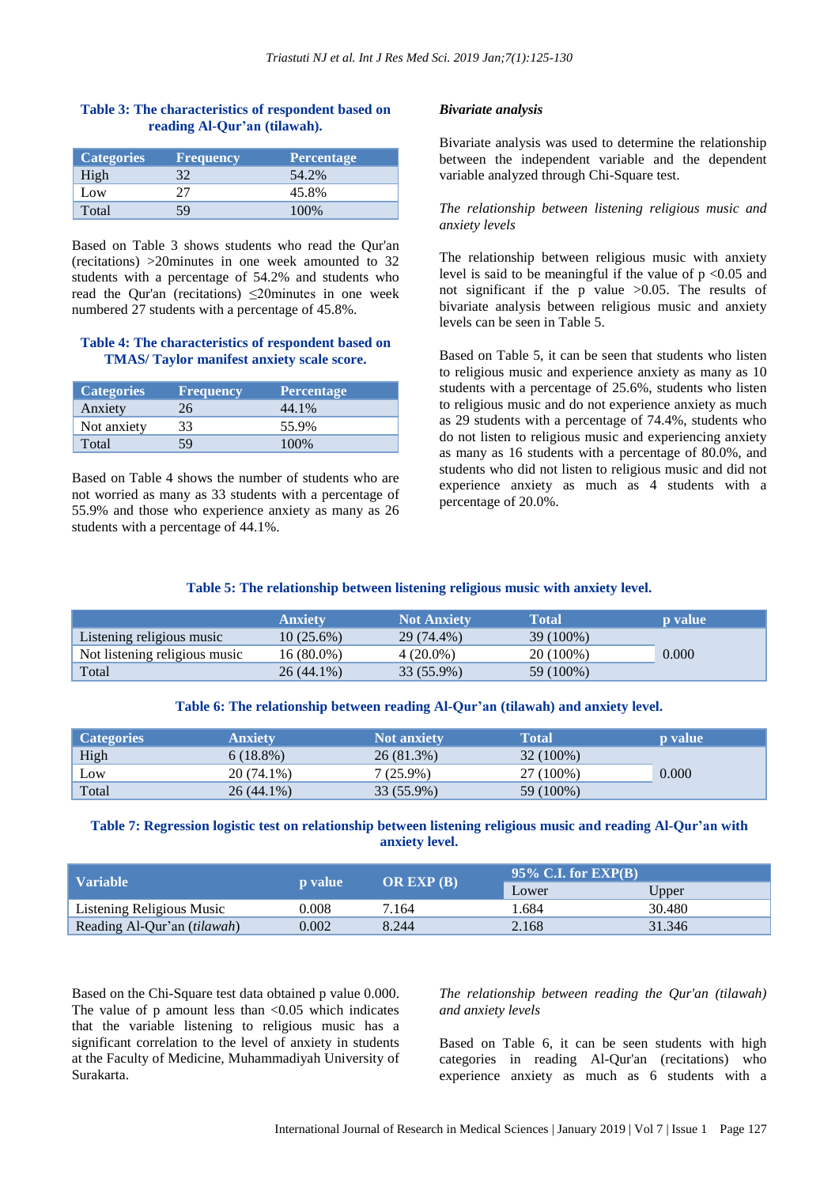**Table 3: The characteristics of respondent based on reading Al-Qur'an (tilawah).**

| Categories | Frequency | Percentage |
|---|---|---|
| High | 32 | 54.2% |
| Low | 27 | 45.8% |
| Total | 59 | 100% |

Based on Table 3 shows students who read the Qur'an (recitations) >20minutes in one week amounted to 32 students with a percentage of 54.2% and students who read the Qur'an (recitations) ≤20minutes in one week numbered 27 students with a percentage of 45.8%.

**Table 4: The characteristics of respondent based on TMAS/ Taylor manifest anxiety scale score.**

| Categories | Frequency | Percentage |
|---|---|---|
| Anxiety | 26 | 44.1% |
| Not anxiety | 33 | 55.9% |
| Total | 59 | 100% |

Based on Table 4 shows the number of students who are not worried as many as 33 students with a percentage of 55.9% and those who experience anxiety as many as 26 students with a percentage of 44.1%.

***Bivariate analysis***

Bivariate analysis was used to determine the relationship between the independent variable and the dependent variable analyzed through Chi-Square test.

*The relationship between listening religious music and anxiety levels*

The relationship between religious music with anxiety level is said to be meaningful if the value of p <0.05 and not significant if the p value >0.05. The results of bivariate analysis between religious music and anxiety levels can be seen in Table 5.

Based on Table 5, it can be seen that students who listen to religious music and experience anxiety as many as 10 students with a percentage of 25.6%, students who listen to religious music and do not experience anxiety as much as 29 students with a percentage of 74.4%, students who do not listen to religious music and experiencing anxiety as many as 16 students with a percentage of 80.0%, and students who did not listen to religious music and did not experience anxiety as much as 4 students with a percentage of 20.0%.

**Table 5: The relationship between listening religious music with anxiety level.**

| | Anxiety | Not Anxiety | Total | p value |
|---|---|---|---|---|
| Listening religious music | 10 (25.6%) | 29 (74.4%) | 39 (100%) | 0.000 |
| Not listening religious music | 16 (80.0%) | 4 (20.0%) | 20 (100%) | |
| Total | 26 (44.1%) | 33 (55.9%) | 59 (100%) | |

**Table 6: The relationship between reading Al-Qur'an (tilawah) and anxiety level.**

| Categories | Anxiety | Not anxiety | Total | p value |
|---|---|---|---|---|
| High | 6 (18.8%) | 26 (81.3%) | 32 (100%) | 0.000 |
| Low | 20 (74.1%) | 7 (25.9%) | 27 (100%) | |
| Total | 26 (44.1%) | 33 (55.9%) | 59 (100%) | |

**Table 7: Regression logistic test on relationship between listening religious music and reading Al-Qur'an with anxiety level.**

| Variable | p value | OR EXP (B) | 95% C.I. for EXP(B) | |
|---|---|---|---|---|
| | | | Lower | Upper |
| Listening Religious Music | 0.008 | 7.164 | 1.684 | 30.480 |
| Reading Al-Qur'an (*tilawah*) | 0.002 | 8.244 | 2.168 | 31.346 |

Based on the Chi-Square test data obtained p value 0.000. The value of p amount less than <0.05 which indicates that the variable listening to religious music has a significant correlation to the level of anxiety in students at the Faculty of Medicine, Muhammadiyah University of Surakarta.

*The relationship between reading the Qur'an (tilawah) and anxiety levels*

Based on Table 6, it can be seen students with high categories in reading Al-Qur'an (recitations) who experience anxiety as much as 6 students with a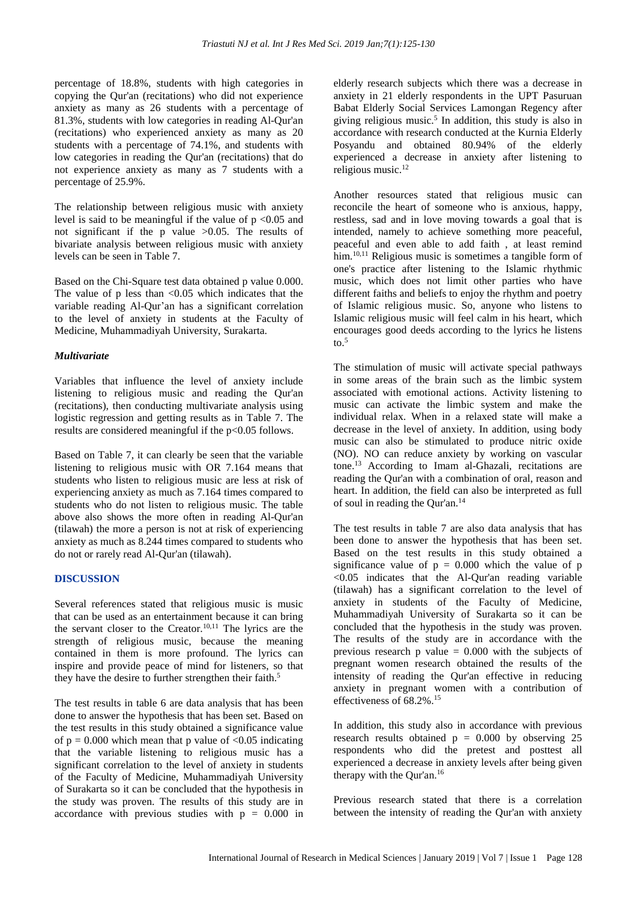percentage of 18.8%, students with high categories in copying the Qur'an (recitations) who did not experience anxiety as many as 26 students with a percentage of 81.3%, students with low categories in reading Al-Qur'an (recitations) who experienced anxiety as many as 20 students with a percentage of 74.1%, and students with low categories in reading the Qur'an (recitations) that do not experience anxiety as many as 7 students with a percentage of 25.9%.

The relationship between religious music with anxiety level is said to be meaningful if the value of $p < 0.05$ and not significant if the p value $> 0.05$. The results of bivariate analysis between religious music with anxiety levels can be seen in Table 7.

Based on the Chi-Square test data obtained p value 0.000. The value of p less than $< 0.05$ which indicates that the variable reading Al-Qur'an has a significant correlation to the level of anxiety in students at the Faculty of Medicine, Muhammadiyah University, Surakarta.

### *Multivariate*

Variables that influence the level of anxiety include listening to religious music and reading the Qur'an (recitations), then conducting multivariate analysis using logistic regression and getting results as in Table 7. The results are considered meaningful if the $p < 0.05$ follows.

Based on Table 7, it can clearly be seen that the variable listening to religious music with OR 7.164 means that students who listen to religious music are less at risk of experiencing anxiety as much as 7.164 times compared to students who do not listen to religious music. The table above also shows the more often in reading Al-Qur'an (tilawah) the more a person is not at risk of experiencing anxiety as much as 8.244 times compared to students who do not or rarely read Al-Qur'an (tilawah).

## DISCUSSION

Several references stated that religious music is music that can be used as an entertainment because it can bring the servant closer to the Creator.[10,11] The lyrics are the strength of religious music, because the meaning contained in them is more profound. The lyrics can inspire and provide peace of mind for listeners, so that they have the desire to further strengthen their faith.[5]

The test results in table 6 are data analysis that has been done to answer the hypothesis that has been set. Based on the test results in this study obtained a significance value of $p = 0.000$ which mean that p value of $< 0.05$ indicating that the variable listening to religious music has a significant correlation to the level of anxiety in students of the Faculty of Medicine, Muhammadiyah University of Surakarta so it can be concluded that the hypothesis in the study was proven. The results of this study are in accordance with previous studies with $p = 0.000$ in elderly research subjects which there was a decrease in anxiety in 21 elderly respondents in the UPT Pasuruan Babat Elderly Social Services Lamongan Regency after giving religious music.[5] In addition, this study is also in accordance with research conducted at the Kurnia Elderly Posyandu and obtained 80.94% of the elderly experienced a decrease in anxiety after listening to religious music.[12]

Another resources stated that religious music can reconcile the heart of someone who is anxious, happy, restless, sad and in love moving towards a goal that is intended, namely to achieve something more peaceful, peaceful and even able to add faith , at least remind him.[10,11] Religious music is sometimes a tangible form of one's practice after listening to the Islamic rhythmic music, which does not limit other parties who have different faiths and beliefs to enjoy the rhythm and poetry of Islamic religious music. So, anyone who listens to Islamic religious music will feel calm in his heart, which encourages good deeds according to the lyrics he listens to.[5]

The stimulation of music will activate special pathways in some areas of the brain such as the limbic system associated with emotional actions. Activity listening to music can activate the limbic system and make the individual relax. When in a relaxed state will make a decrease in the level of anxiety. In addition, using body music can also be stimulated to produce nitric oxide (NO). NO can reduce anxiety by working on vascular tone.[13] According to Imam al-Ghazali, recitations are reading the Qur'an with a combination of oral, reason and heart. In addition, the field can also be interpreted as full of soul in reading the Qur'an.[14]

The test results in table 7 are also data analysis that has been done to answer the hypothesis that has been set. Based on the test results in this study obtained a significance value of $p = 0.000$ which the value of p $< 0.05$ indicates that the Al-Qur'an reading variable (tilawah) has a significant correlation to the level of anxiety in students of the Faculty of Medicine, Muhammadiyah University of Surakarta so it can be concluded that the hypothesis in the study was proven. The results of the study are in accordance with the previous research p value $= 0.000$ with the subjects of pregnant women research obtained the results of the intensity of reading the Qur'an effective in reducing anxiety in pregnant women with a contribution of effectiveness of 68.2%.[15]

In addition, this study also in accordance with previous research results obtained $p = 0.000$ by observing 25 respondents who did the pretest and posttest all experienced a decrease in anxiety levels after being given therapy with the Qur'an.[16]

Previous research stated that there is a correlation between the intensity of reading the Qur'an with anxiety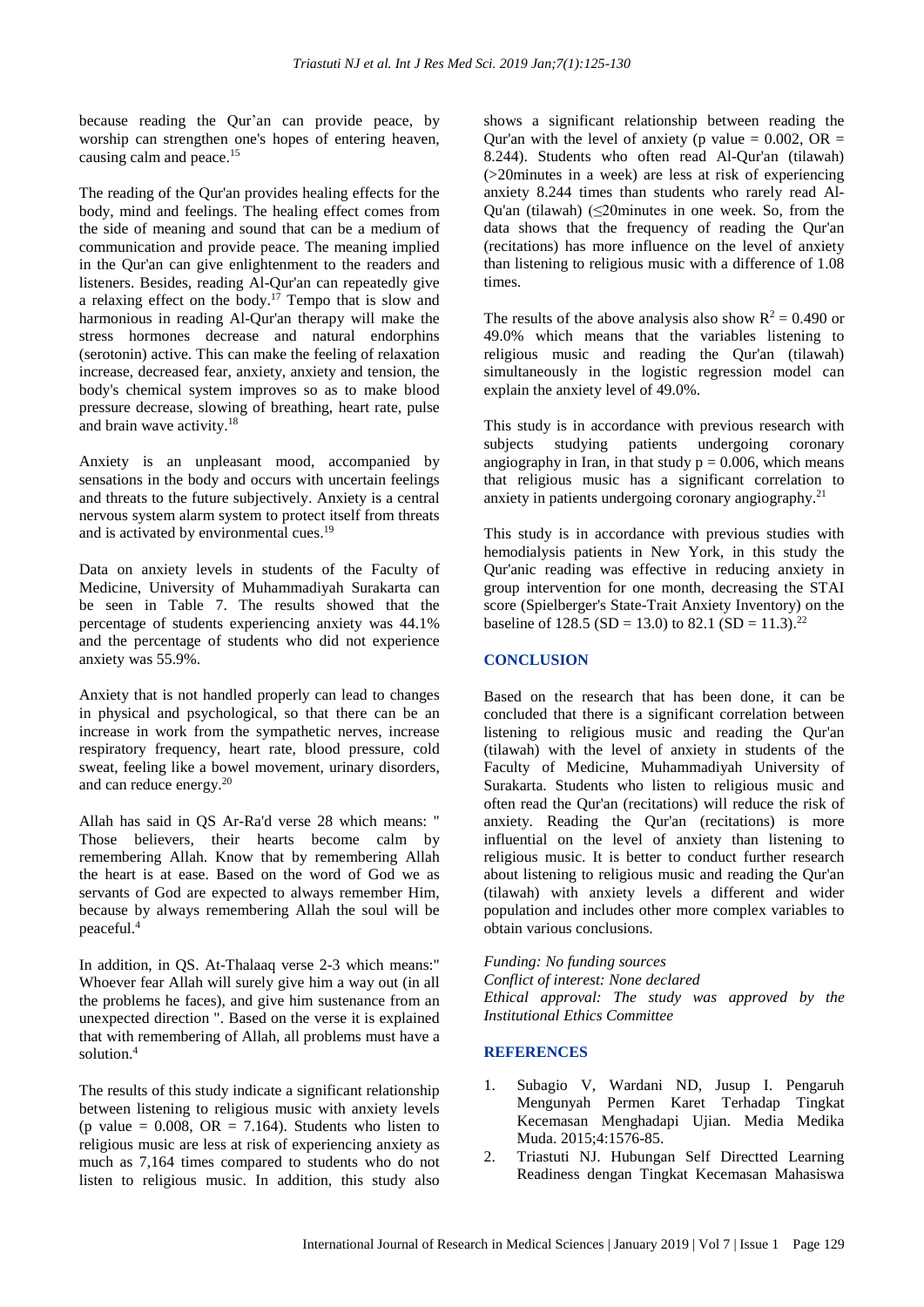because reading the Qur'an can provide peace, by worship can strengthen one's hopes of entering heaven, causing calm and peace.[15]

The reading of the Qur'an provides healing effects for the body, mind and feelings. The healing effect comes from the side of meaning and sound that can be a medium of communication and provide peace. The meaning implied in the Qur'an can give enlightenment to the readers and listeners. Besides, reading Al-Qur'an can repeatedly give a relaxing effect on the body.[17] Tempo that is slow and harmonious in reading Al-Qur'an therapy will make the stress hormones decrease and natural endorphins (serotonin) active. This can make the feeling of relaxation increase, decreased fear, anxiety, anxiety and tension, the body's chemical system improves so as to make blood pressure decrease, slowing of breathing, heart rate, pulse and brain wave activity.[18]

Anxiety is an unpleasant mood, accompanied by sensations in the body and occurs with uncertain feelings and threats to the future subjectively. Anxiety is a central nervous system alarm system to protect itself from threats and is activated by environmental cues.[19]

Data on anxiety levels in students of the Faculty of Medicine, University of Muhammadiyah Surakarta can be seen in Table 7. The results showed that the percentage of students experiencing anxiety was 44.1% and the percentage of students who did not experience anxiety was 55.9%.

Anxiety that is not handled properly can lead to changes in physical and psychological, so that there can be an increase in work from the sympathetic nerves, increase respiratory frequency, heart rate, blood pressure, cold sweat, feeling like a bowel movement, urinary disorders, and can reduce energy.[20]

Allah has said in QS Ar-Ra'd verse 28 which means: " Those believers, their hearts become calm by remembering Allah. Know that by remembering Allah the heart is at ease. Based on the word of God we as servants of God are expected to always remember Him, because by always remembering Allah the soul will be peaceful.[4]

In addition, in QS. At-Thalaaq verse 2-3 which means:" Whoever fear Allah will surely give him a way out (in all the problems he faces), and give him sustenance from an unexpected direction ". Based on the verse it is explained that with remembering of Allah, all problems must have a solution.[4]

The results of this study indicate a significant relationship between listening to religious music with anxiety levels (p value = 0.008, OR = 7.164). Students who listen to religious music are less at risk of experiencing anxiety as much as 7,164 times compared to students who do not listen to religious music. In addition, this study also shows a significant relationship between reading the Qur'an with the level of anxiety (p value = 0.002, OR = 8.244). Students who often read Al-Qur'an (tilawah) (>20minutes in a week) are less at risk of experiencing anxiety 8.244 times than students who rarely read Al-Qu'an (tilawah) (≤20minutes in one week. So, from the data shows that the frequency of reading the Qur'an (recitations) has more influence on the level of anxiety than listening to religious music with a difference of 1.08 times.

The results of the above analysis also show $R^2 = 0.490$ or 49.0% which means that the variables listening to religious music and reading the Qur'an (tilawah) simultaneously in the logistic regression model can explain the anxiety level of 49.0%.

This study is in accordance with previous research with subjects studying patients undergoing coronary angiography in Iran, in that study $p = 0.006$, which means that religious music has a significant correlation to anxiety in patients undergoing coronary angiography.[21]

This study is in accordance with previous studies with hemodialysis patients in New York, in this study the Qur'anic reading was effective in reducing anxiety in group intervention for one month, decreasing the STAI score (Spielberger's State-Trait Anxiety Inventory) on the baseline of 128.5 (SD = 13.0) to 82.1 (SD = 11.3).[22]

## CONCLUSION

Based on the research that has been done, it can be concluded that there is a significant correlation between listening to religious music and reading the Qur'an (tilawah) with the level of anxiety in students of the Faculty of Medicine, Muhammadiyah University of Surakarta. Students who listen to religious music and often read the Qur'an (recitations) will reduce the risk of anxiety. Reading the Qur'an (recitations) is more influential on the level of anxiety than listening to religious music. It is better to conduct further research about listening to religious music and reading the Qur'an (tilawah) with anxiety levels a different and wider population and includes other more complex variables to obtain various conclusions.

*Funding: No funding sources*
*Conflict of interest: None declared*
*Ethical approval: The study was approved by the Institutional Ethics Committee*

## REFERENCES

1. Subagio V, Wardani ND, Jusup I. Pengaruh Mengunyah Permen Karet Terhadap Tingkat Kecemasan Menghadapi Ujian. Media Medika Muda. 2015;4:1576-85.
2. Triastuti NJ. Hubungan Self Directted Learning Readiness dengan Tingkat Kecemasan Mahasiswa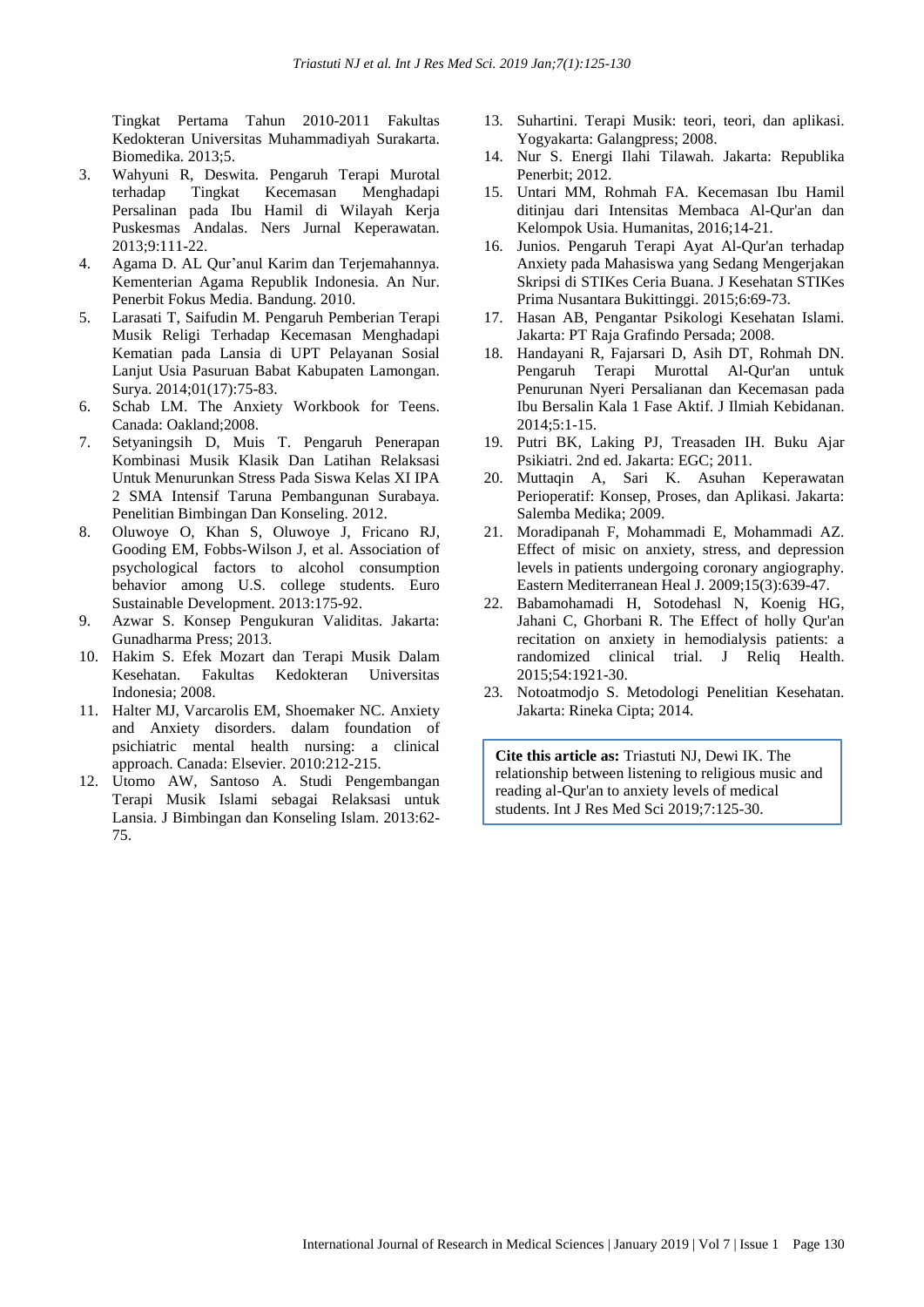Tingkat Pertama Tahun 2010-2011 Fakultas Kedokteran Universitas Muhammadiyah Surakarta. Biomedika. 2013;5.

3. Wahyuni R, Deswita. Pengaruh Terapi Murotal terhadap Tingkat Kecemasan Menghadapi Persalinan pada Ibu Hamil di Wilayah Kerja Puskesmas Andalas. Ners Jurnal Keperawatan. 2013;9:111-22.
4. Agama D. AL Qur'anul Karim dan Terjemahannya. Kementerian Agama Republik Indonesia. An Nur. Penerbit Fokus Media. Bandung. 2010.
5. Larasati T, Saifudin M. Pengaruh Pemberian Terapi Musik Religi Terhadap Kecemasan Menghadapi Kematian pada Lansia di UPT Pelayanan Sosial Lanjut Usia Pasuruan Babat Kabupaten Lamongan. Surya. 2014;01(17):75-83.
6. Schab LM. The Anxiety Workbook for Teens. Canada: Oakland;2008.
7. Setyaningsih D, Muis T. Pengaruh Penerapan Kombinasi Musik Klasik Dan Latihan Relaksasi Untuk Menurunkan Stress Pada Siswa Kelas XI IPA 2 SMA Intensif Taruna Pembangunan Surabaya. Penelitian Bimbingan Dan Konseling. 2012.
8. Oluwoye O, Khan S, Oluwoye J, Fricano RJ, Gooding EM, Fobbs-Wilson J, et al. Association of psychological factors to alcohol consumption behavior among U.S. college students. Euro Sustainable Development. 2013:175-92.
9. Azwar S. Konsep Pengukuran Validitas. Jakarta: Gunadharma Press; 2013.
10. Hakim S. Efek Mozart dan Terapi Musik Dalam Kesehatan. Fakultas Kedokteran Universitas Indonesia; 2008.
11. Halter MJ, Varcarolis EM, Shoemaker NC. Anxiety and Anxiety disorders. dalam foundation of psichiatric mental health nursing: a clinical approach. Canada: Elsevier. 2010:212-215.
12. Utomo AW, Santoso A. Studi Pengembangan Terapi Musik Islami sebagai Relaksasi untuk Lansia. J Bimbingan dan Konseling Islam. 2013:62-75.
13. Suhartini. Terapi Musik: teori, teori, dan aplikasi. Yogyakarta: Galangpress; 2008.
14. Nur S. Energi Ilahi Tilawah. Jakarta: Republika Penerbit; 2012.
15. Untari MM, Rohmah FA. Kecemasan Ibu Hamil ditinjau dari Intensitas Membaca Al-Qur'an dan Kelompok Usia. Humanitas, 2016;14-21.
16. Junios. Pengaruh Terapi Ayat Al-Qur'an terhadap Anxiety pada Mahasiswa yang Sedang Mengerjakan Skripsi di STIKes Ceria Buana. J Kesehatan STIKes Prima Nusantara Bukittinggi. 2015;6:69-73.
17. Hasan AB, Pengantar Psikologi Kesehatan Islami. Jakarta: PT Raja Grafindo Persada; 2008.
18. Handayani R, Fajarsari D, Asih DT, Rohmah DN. Pengaruh Terapi Murottal Al-Qur'an untuk Penurunan Nyeri Persalianan dan Kecemasan pada Ibu Bersalin Kala 1 Fase Aktif. J Ilmiah Kebidanan. 2014;5:1-15.
19. Putri BK, Laking PJ, Treasaden IH. Buku Ajar Psikiatri. 2nd ed. Jakarta: EGC; 2011.
20. Muttaqin A, Sari K. Asuhan Keperawatan Perioperatif: Konsep, Proses, dan Aplikasi. Jakarta: Salemba Medika; 2009.
21. Moradipanah F, Mohammadi E, Mohammadi AZ. Effect of misic on anxiety, stress, and depression levels in patients undergoing coronary angiography. Eastern Mediterranean Heal J. 2009;15(3):639-47.
22. Babamohamadi H, Sotodehasl N, Koenig HG, Jahani C, Ghorbani R. The Effect of holly Qur'an recitation on anxiety in hemodialysis patients: a randomized clinical trial. J Reliq Health. 2015;54:1921-30.
23. Notoatmodjo S. Metodologi Penelitian Kesehatan. Jakarta: Rineka Cipta; 2014.

**Cite this article as:** Triastuti NJ, Dewi IK. The relationship between listening to religious music and reading al-Qur'an to anxiety levels of medical students. Int J Res Med Sci 2019;7:125-30.